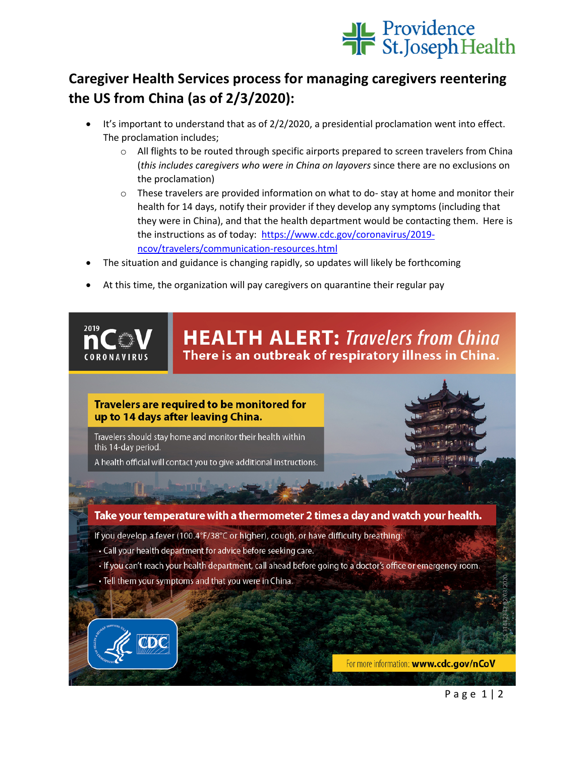# Caregiver Health Services process for managing caregivers reentering the US from China (as of 2/3/2020):

- It's important to understand that as of 2/2/2020, a presidential proclamation went into effect. The proclamation includes;
  - All flights to be routed through specific airports prepared to screen travelers from China (*this includes caregivers who were in China on layovers* since there are no exclusions on the proclamation)
  - These travelers are provided information on what to do- stay at home and monitor their health for 14 days, notify their provider if they develop any symptoms (including that they were in China), and that the health department would be contacting them. Here is the instructions as of today: [https://www.cdc.gov/coronavirus/2019-ncov/travelers/communication-resources.html](https://www.cdc.gov/coronavirus/2019-ncov/travelers/communication-resources.html)
- The situation and guidance is changing rapidly, so updates will likely be forthcoming
- At this time, the organization will pay caregivers on quarantine their regular pay

2019 nCoV CORONAVIRUS

## HEALTH ALERT: *Travelers from China*

**There is an outbreak of respiratory illness in China.**

**Travelers are required to be monitored for up to 14 days after leaving China.**

Travelers should stay home and monitor their health within this 14-day period.

A health official will contact you to give additional instructions.

**Take your temperature with a thermometer 2 times a day and watch your health.**

If you develop a fever (100.4°F/38°C or higher), cough, or have difficulty breathing:

- Call your health department for advice before seeking care.
- If you can't reach your health department, call ahead before going to a doctor's office or emergency room.
- Tell them your symptoms and that you were in China.

CS 314423-D 02/03/2020

For more information: **www.cdc.gov/nCoV**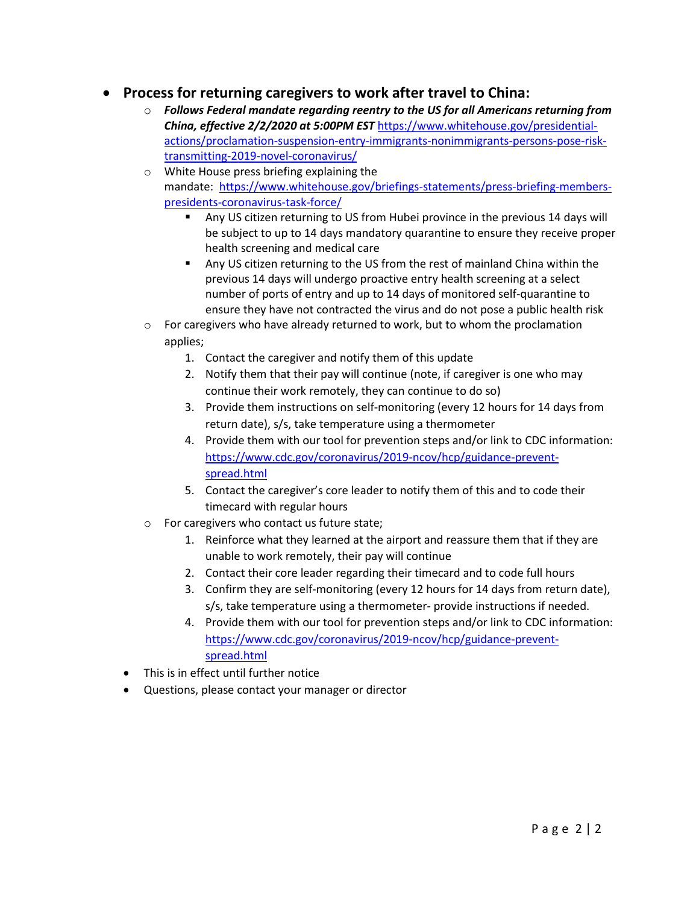- **Process for returning caregivers to work after travel to China:**
  - ***Follows Federal mandate regarding reentry to the US for all Americans returning from China, effective 2/2/2020 at 5:00PM EST*** https://www.whitehouse.gov/presidential-actions/proclamation-suspension-entry-immigrants-nonimmigrants-persons-pose-risk-transmitting-2019-novel-coronavirus/
  - White House press briefing explaining the mandate: https://www.whitehouse.gov/briefings-statements/press-briefing-members-presidents-coronavirus-task-force/
    - Any US citizen returning to US from Hubei province in the previous 14 days will be subject to up to 14 days mandatory quarantine to ensure they receive proper health screening and medical care
    - Any US citizen returning to the US from the rest of mainland China within the previous 14 days will undergo proactive entry health screening at a select number of ports of entry and up to 14 days of monitored self-quarantine to ensure they have not contracted the virus and do not pose a public health risk
  - For caregivers who have already returned to work, but to whom the proclamation applies;
    1. Contact the caregiver and notify them of this update
    2. Notify them that their pay will continue (note, if caregiver is one who may continue their work remotely, they can continue to do so)
    3. Provide them instructions on self-monitoring (every 12 hours for 14 days from return date), s/s, take temperature using a thermometer
    4. Provide them with our tool for prevention steps and/or link to CDC information: https://www.cdc.gov/coronavirus/2019-ncov/hcp/guidance-prevent-spread.html
    5. Contact the caregiver's core leader to notify them of this and to code their timecard with regular hours
  - For caregivers who contact us future state;
    1. Reinforce what they learned at the airport and reassure them that if they are unable to work remotely, their pay will continue
    2. Contact their core leader regarding their timecard and to code full hours
    3. Confirm they are self-monitoring (every 12 hours for 14 days from return date), s/s, take temperature using a thermometer- provide instructions if needed.
    4. Provide them with our tool for prevention steps and/or link to CDC information: https://www.cdc.gov/coronavirus/2019-ncov/hcp/guidance-prevent-spread.html
- This is in effect until further notice
- Questions, please contact your manager or director